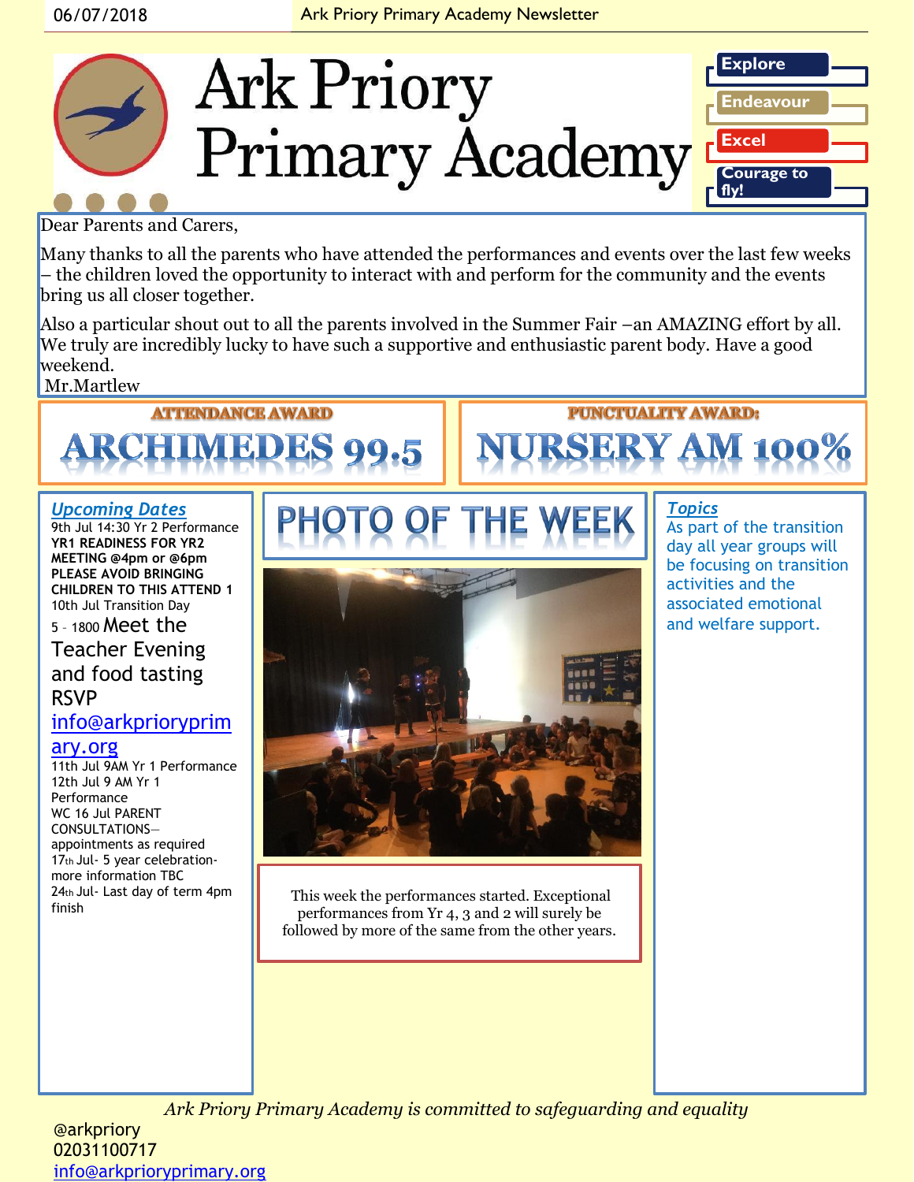06/07/2018 Ark Priory Primary Academy Newsletter

# Ark Priory Primary Academy

**Explore**

**Endeavour**

**Excel**

**Courage to fly!**

Dear Parents and Carers,

Many thanks to all the parents who have attended the performances and events over the last few weeks – the children loved the opportunity to interact with and perform for the community and the events bring us all closer together.

Also a particular shout out to all the parents involved in the Summer Fair –an AMAZING effort by all. We truly are incredibly lucky to have such a supportive and enthusiastic parent body. Have a good weekend.

Mr.Martlew

**ATTENDANCE AWARD**

# ARCHIMEDES 99.5

**PUNCTUALITY AWARD:**

# NURSERY AM 100%

## *Upcoming Dates*

9th Jul 14:30 Yr 2 Performance

**YR1 READINESS FOR YR2 MEETING @4pm or @6pm PLEASE AVOID BRINGING CHILDREN TO THIS ATTEND 1**

10th Jul Transition Day

5 - 1800 Meet the Teacher Evening and food tasting RSVP info@arkprioryprimary.org

11th Jul 9AM Yr 1 Performance

12th Jul 9 AM Yr 1 Performance

WC 16 Jul PARENT CONSULTATIONS— appointments as required

17th Jul- 5 year celebration- more information TBC

24th Jul- Last day of term 4pm finish

## PHOTO OF THE WEEK

This week the performances started. Exceptional performances from Yr 4, 3 and 2 will surely be followed by more of the same from the other years.

## *Topics*

As part of the transition day all year groups will be focusing on transition activities and the associated emotional and welfare support.

*Ark Priory Primary Academy is committed to safeguarding and equality*

@arkpriory
02031100717
info@arkprioryprimary.org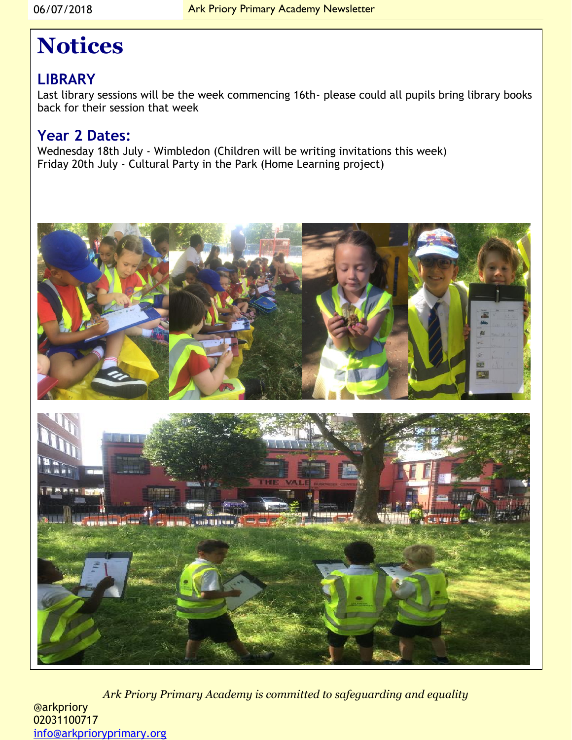# Notices

## LIBRARY

Last library sessions will be the week commencing 16th- please could all pupils bring library books back for their session that week

## Year 2 Dates:

Wednesday 18th July - Wimbledon (Children will be writing invitations this week)
Friday 20th July - Cultural Party in the Park (Home Learning project)

*Ark Priory Primary Academy is committed to safeguarding and equality*

@arkpriory
02031100717
info@arkprioryprimary.org